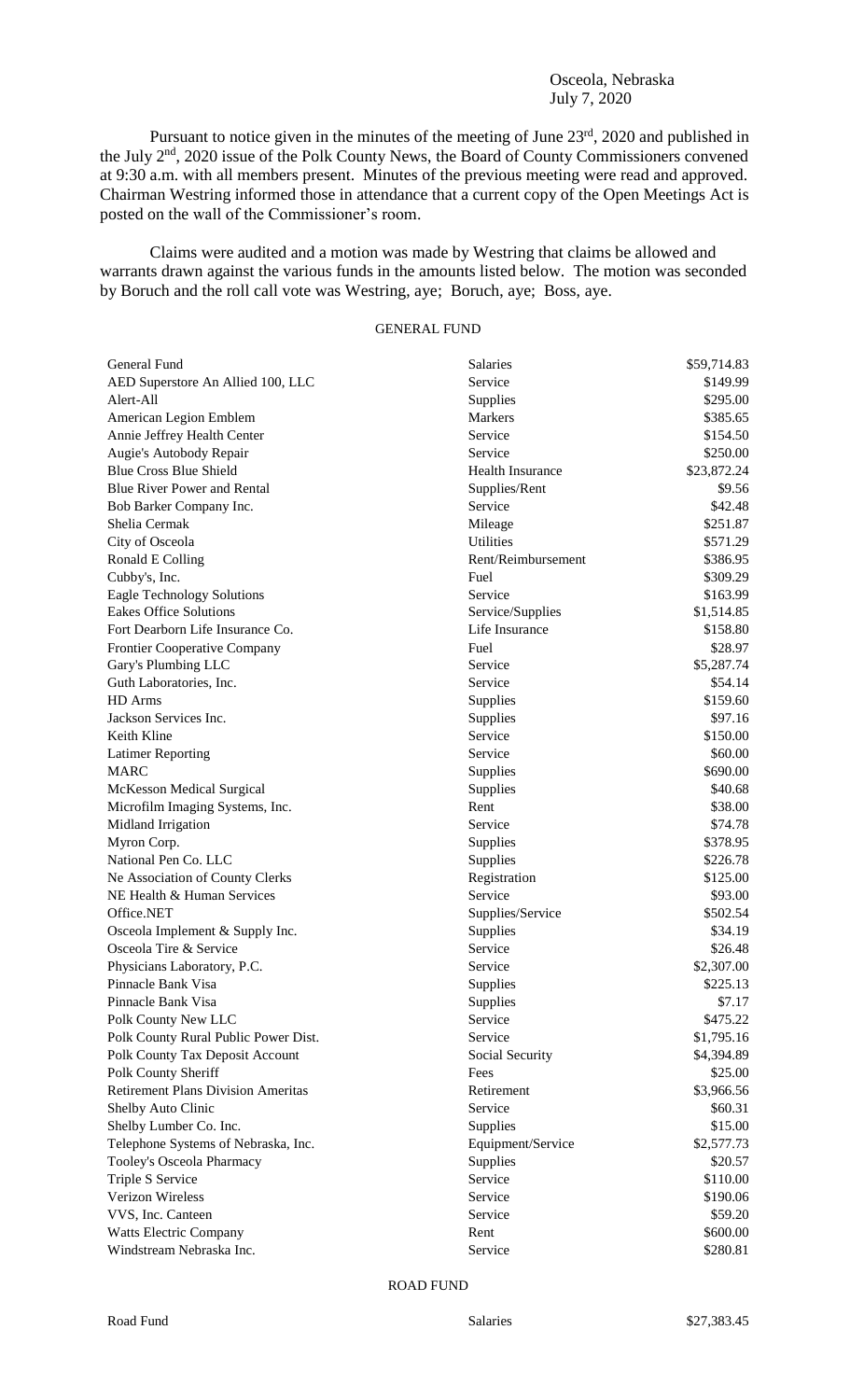Osceola, Nebraska
July 7, 2020

Pursuant to notice given in the minutes of the meeting of June 23rd, 2020 and published in the July 2nd, 2020 issue of the Polk County News, the Board of County Commissioners convened at 9:30 a.m. with all members present. Minutes of the previous meeting were read and approved. Chairman Westring informed those in attendance that a current copy of the Open Meetings Act is posted on the wall of the Commissioner's room.

Claims were audited and a motion was made by Westring that claims be allowed and warrants drawn against the various funds in the amounts listed below. The motion was seconded by Boruch and the roll call vote was Westring, aye; Boruch, aye; Boss, aye.

GENERAL FUND

| | | |
|---|---|---|
| General Fund | Salaries | $59,714.83 |
| AED Superstore An Allied 100, LLC | Service | $149.99 |
| Alert-All | Supplies | $295.00 |
| American Legion Emblem | Markers | $385.65 |
| Annie Jeffrey Health Center | Service | $154.50 |
| Augie's Autobody Repair | Service | $250.00 |
| Blue Cross Blue Shield | Health Insurance | $23,872.24 |
| Blue River Power and Rental | Supplies/Rent | $9.56 |
| Bob Barker Company Inc. | Service | $42.48 |
| Shelia Cermak | Mileage | $251.87 |
| City of Osceola | Utilities | $571.29 |
| Ronald E Colling | Rent/Reimbursement | $386.95 |
| Cubby's, Inc. | Fuel | $309.29 |
| Eagle Technology Solutions | Service | $163.99 |
| Eakes Office Solutions | Service/Supplies | $1,514.85 |
| Fort Dearborn Life Insurance Co. | Life Insurance | $158.80 |
| Frontier Cooperative Company | Fuel | $28.97 |
| Gary's Plumbing LLC | Service | $5,287.74 |
| Guth Laboratories, Inc. | Service | $54.14 |
| HD Arms | Supplies | $159.60 |
| Jackson Services Inc. | Supplies | $97.16 |
| Keith Kline | Service | $150.00 |
| Latimer Reporting | Service | $60.00 |
| MARC | Supplies | $690.00 |
| McKesson Medical Surgical | Supplies | $40.68 |
| Microfilm Imaging Systems, Inc. | Rent | $38.00 |
| Midland Irrigation | Service | $74.78 |
| Myron Corp. | Supplies | $378.95 |
| National Pen Co. LLC | Supplies | $226.78 |
| Ne Association of County Clerks | Registration | $125.00 |
| NE Health & Human Services | Service | $93.00 |
| Office.NET | Supplies/Service | $502.54 |
| Osceola Implement & Supply Inc. | Supplies | $34.19 |
| Osceola Tire & Service | Service | $26.48 |
| Physicians Laboratory, P.C. | Service | $2,307.00 |
| Pinnacle Bank Visa | Supplies | $225.13 |
| Pinnacle Bank Visa | Supplies | $7.17 |
| Polk County New LLC | Service | $475.22 |
| Polk County Rural Public Power Dist. | Service | $1,795.16 |
| Polk County Tax Deposit Account | Social Security | $4,394.89 |
| Polk County Sheriff | Fees | $25.00 |
| Retirement Plans Division Ameritas | Retirement | $3,966.56 |
| Shelby Auto Clinic | Service | $60.31 |
| Shelby Lumber Co. Inc. | Supplies | $15.00 |
| Telephone Systems of Nebraska, Inc. | Equipment/Service | $2,577.73 |
| Tooley's Osceola Pharmacy | Supplies | $20.57 |
| Triple S Service | Service | $110.00 |
| Verizon Wireless | Service | $190.06 |
| VVS, Inc. Canteen | Service | $59.20 |
| Watts Electric Company | Rent | $600.00 |
| Windstream Nebraska Inc. | Service | $280.81 |

ROAD FUND

| | | |
|---|---|---|
| Road Fund | Salaries | $27,383.45 |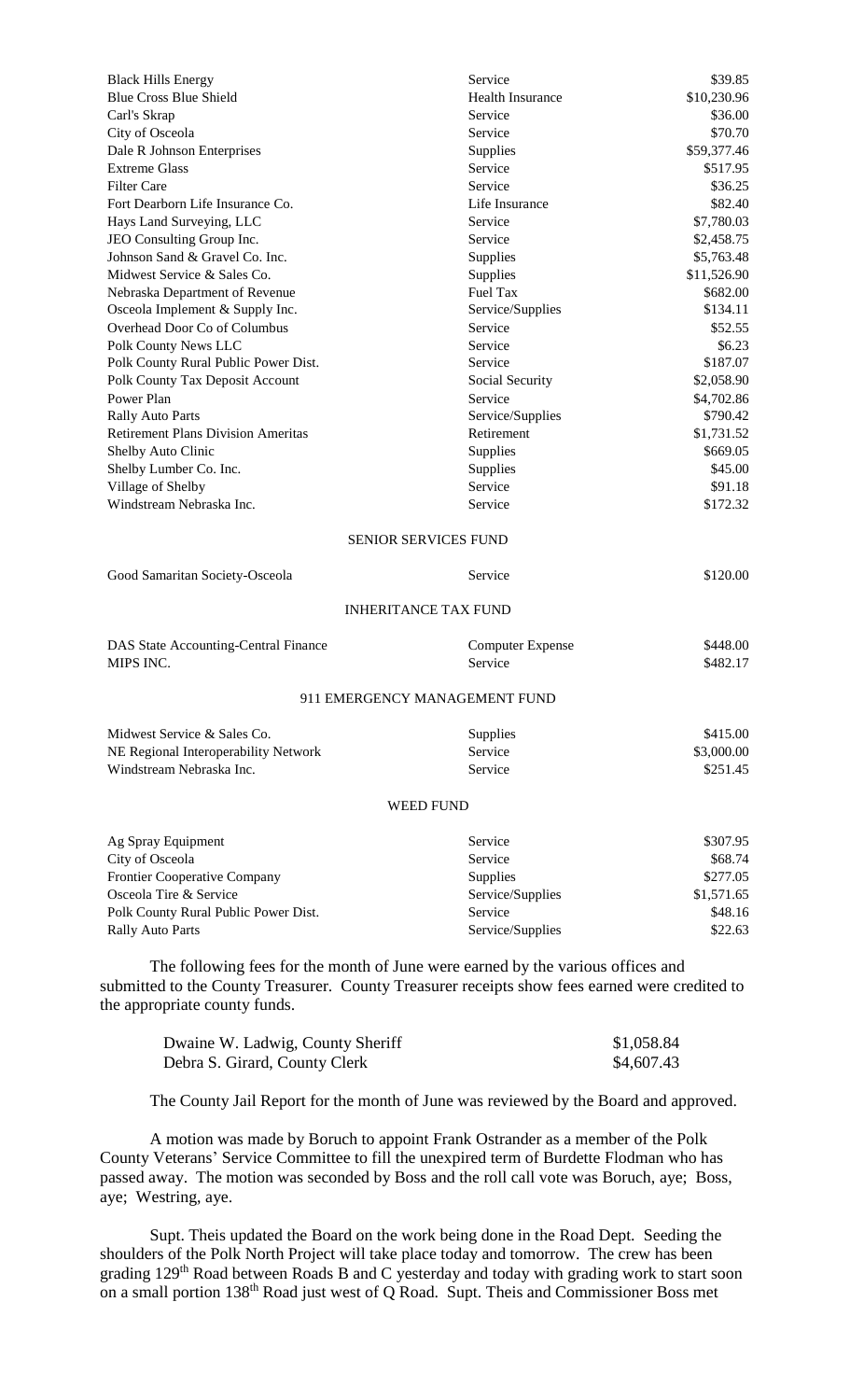| | | |
|---|---|---|
| Black Hills Energy | Service | \$39.85 |
| Blue Cross Blue Shield | Health Insurance | \$10,230.96 |
| Carl's Skrap | Service | \$36.00 |
| City of Osceola | Service | \$70.70 |
| Dale R Johnson Enterprises | Supplies | \$59,377.46 |
| Extreme Glass | Service | \$517.95 |
| Filter Care | Service | \$36.25 |
| Fort Dearborn Life Insurance Co. | Life Insurance | \$82.40 |
| Hays Land Surveying, LLC | Service | \$7,780.03 |
| JEO Consulting Group Inc. | Service | \$2,458.75 |
| Johnson Sand & Gravel Co. Inc. | Supplies | \$5,763.48 |
| Midwest Service & Sales Co. | Supplies | \$11,526.90 |
| Nebraska Department of Revenue | Fuel Tax | \$682.00 |
| Osceola Implement & Supply Inc. | Service/Supplies | \$134.11 |
| Overhead Door Co of Columbus | Service | \$52.55 |
| Polk County News LLC | Service | \$6.23 |
| Polk County Rural Public Power Dist. | Service | \$187.07 |
| Polk County Tax Deposit Account | Social Security | \$2,058.90 |
| Power Plan | Service | \$4,702.86 |
| Rally Auto Parts | Service/Supplies | \$790.42 |
| Retirement Plans Division Ameritas | Retirement | \$1,731.52 |
| Shelby Auto Clinic | Supplies | \$669.05 |
| Shelby Lumber Co. Inc. | Supplies | \$45.00 |
| Village of Shelby | Service | \$91.18 |
| Windstream Nebraska Inc. | Service | \$172.32 |

SENIOR SERVICES FUND

| | | |
|---|---|---|
| Good Samaritan Society-Osceola | Service | \$120.00 |

INHERITANCE TAX FUND

| | | |
|---|---|---|
| DAS State Accounting-Central Finance | Computer Expense | \$448.00 |
| MIPS INC. | Service | \$482.17 |

911 EMERGENCY MANAGEMENT FUND

| | | |
|---|---|---|
| Midwest Service & Sales Co. | Supplies | \$415.00 |
| NE Regional Interoperability Network | Service | \$3,000.00 |
| Windstream Nebraska Inc. | Service | \$251.45 |

WEED FUND

| | | |
|---|---|---|
| Ag Spray Equipment | Service | \$307.95 |
| City of Osceola | Service | \$68.74 |
| Frontier Cooperative Company | Supplies | \$277.05 |
| Osceola Tire & Service | Service/Supplies | \$1,571.65 |
| Polk County Rural Public Power Dist. | Service | \$48.16 |
| Rally Auto Parts | Service/Supplies | \$22.63 |

The following fees for the month of June were earned by the various offices and submitted to the County Treasurer. County Treasurer receipts show fees earned were credited to the appropriate county funds.

| | |
|---|---|
| Dwaine W. Ladwig, County Sheriff | \$1,058.84 |
| Debra S. Girard, County Clerk | \$4,607.43 |

The County Jail Report for the month of June was reviewed by the Board and approved.

A motion was made by Boruch to appoint Frank Ostrander as a member of the Polk County Veterans' Service Committee to fill the unexpired term of Burdette Flodman who has passed away. The motion was seconded by Boss and the roll call vote was Boruch, aye; Boss, aye; Westring, aye.

Supt. Theis updated the Board on the work being done in the Road Dept. Seeding the shoulders of the Polk North Project will take place today and tomorrow. The crew has been grading 129th Road between Roads B and C yesterday and today with grading work to start soon on a small portion 138th Road just west of Q Road. Supt. Theis and Commissioner Boss met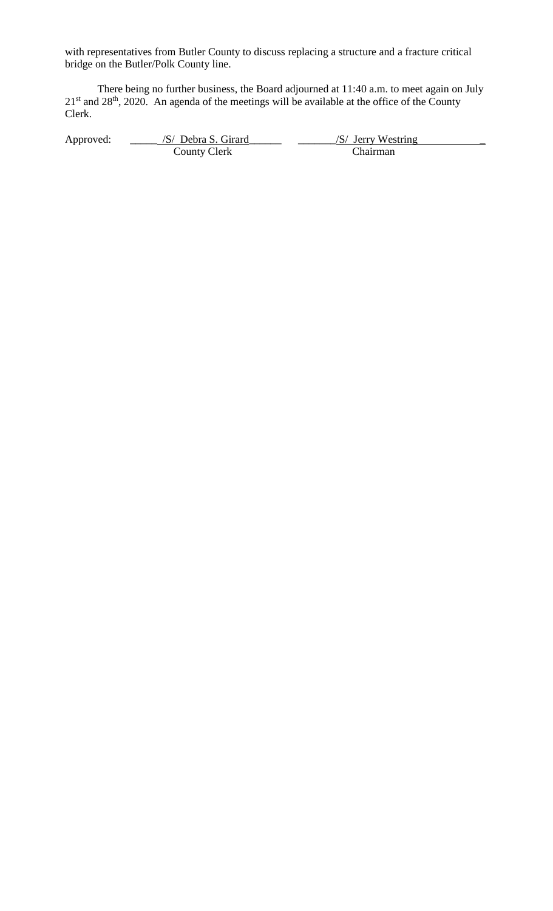with representatives from Butler County to discuss replacing a structure and a fracture critical bridge on the Butler/Polk County line.

There being no further business, the Board adjourned at 11:40 a.m. to meet again on July 21st and 28th, 2020. An agenda of the meetings will be available at the office of the County Clerk.

| | | |
|---|---|---|
| Approved: | /S/ Debra S. Girard | /S/ Jerry Westring |
| | County Clerk | Chairman |